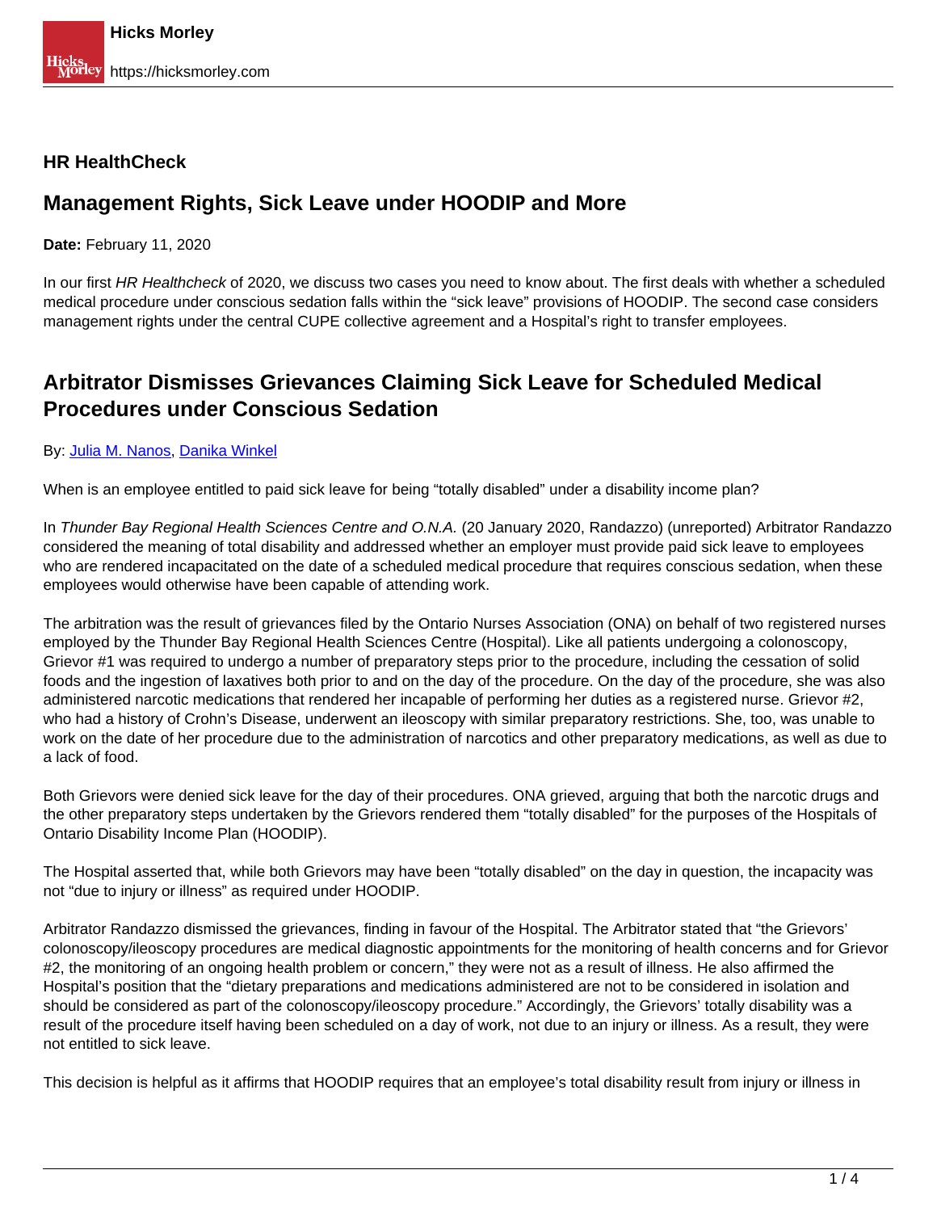## HR HealthCheck

# Management Rights, Sick Leave under HOODIP and More

**Date:** February 11, 2020

In our first *HR Healthcheck* of 2020, we discuss two cases you need to know about. The first deals with whether a scheduled medical procedure under conscious sedation falls within the "sick leave" provisions of HOODIP. The second case considers management rights under the central CUPE collective agreement and a Hospital's right to transfer employees.

## Arbitrator Dismisses Grievances Claiming Sick Leave for Scheduled Medical Procedures under Conscious Sedation

By: Julia M. Nanos, Danika Winkel

When is an employee entitled to paid sick leave for being "totally disabled" under a disability income plan?

In *Thunder Bay Regional Health Sciences Centre and O.N.A.* (20 January 2020, Randazzo) (unreported) Arbitrator Randazzo considered the meaning of total disability and addressed whether an employer must provide paid sick leave to employees who are rendered incapacitated on the date of a scheduled medical procedure that requires conscious sedation, when these employees would otherwise have been capable of attending work.

The arbitration was the result of grievances filed by the Ontario Nurses Association (ONA) on behalf of two registered nurses employed by the Thunder Bay Regional Health Sciences Centre (Hospital). Like all patients undergoing a colonoscopy, Grievor #1 was required to undergo a number of preparatory steps prior to the procedure, including the cessation of solid foods and the ingestion of laxatives both prior to and on the day of the procedure. On the day of the procedure, she was also administered narcotic medications that rendered her incapable of performing her duties as a registered nurse. Grievor #2, who had a history of Crohn's Disease, underwent an ileoscopy with similar preparatory restrictions. She, too, was unable to work on the date of her procedure due to the administration of narcotics and other preparatory medications, as well as due to a lack of food.

Both Grievors were denied sick leave for the day of their procedures. ONA grieved, arguing that both the narcotic drugs and the other preparatory steps undertaken by the Grievors rendered them "totally disabled" for the purposes of the Hospitals of Ontario Disability Income Plan (HOODIP).

The Hospital asserted that, while both Grievors may have been "totally disabled" on the day in question, the incapacity was not "due to injury or illness" as required under HOODIP.

Arbitrator Randazzo dismissed the grievances, finding in favour of the Hospital. The Arbitrator stated that "the Grievors' colonoscopy/ileoscopy procedures are medical diagnostic appointments for the monitoring of health concerns and for Grievor #2, the monitoring of an ongoing health problem or concern," they were not as a result of illness. He also affirmed the Hospital's position that the "dietary preparations and medications administered are not to be considered in isolation and should be considered as part of the colonoscopy/ileoscopy procedure." Accordingly, the Grievors' totally disability was a result of the procedure itself having been scheduled on a day of work, not due to an injury or illness. As a result, they were not entitled to sick leave.

This decision is helpful as it affirms that HOODIP requires that an employee's total disability result from injury or illness in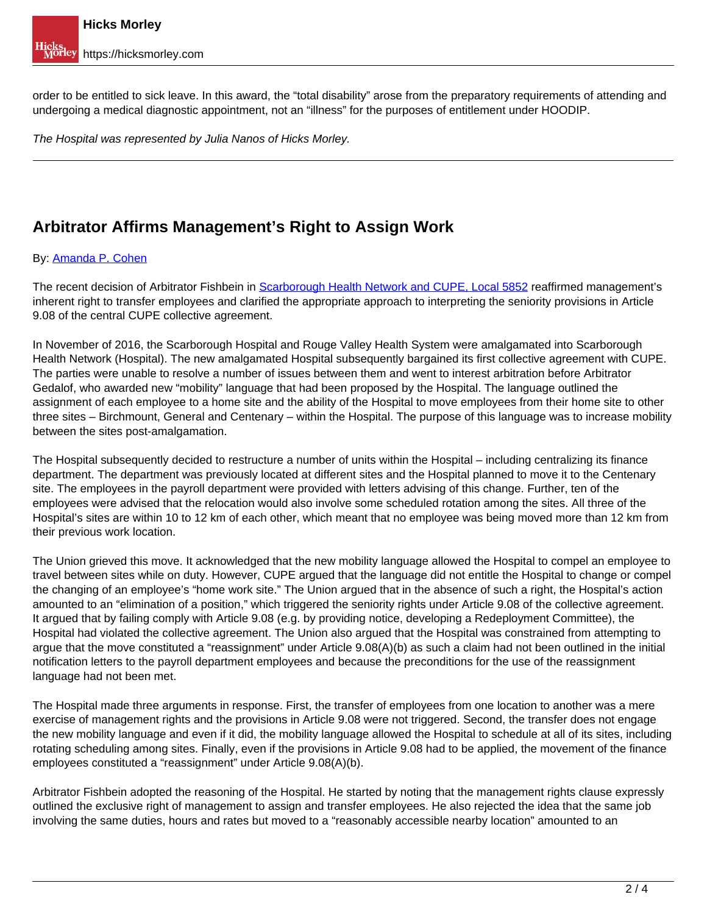order to be entitled to sick leave. In this award, the "total disability" arose from the preparatory requirements of attending and undergoing a medical diagnostic appointment, not an "illness" for the purposes of entitlement under HOODIP.

*The Hospital was represented by Julia Nanos of Hicks Morley.*

---

## Arbitrator Affirms Management's Right to Assign Work

By: [Amanda P. Cohen]

The recent decision of Arbitrator Fishbein in [Scarborough Health Network and CUPE, Local 5852] reaffirmed management's inherent right to transfer employees and clarified the appropriate approach to interpreting the seniority provisions in Article 9.08 of the central CUPE collective agreement.

In November of 2016, the Scarborough Hospital and Rouge Valley Health System were amalgamated into Scarborough Health Network (Hospital). The new amalgamated Hospital subsequently bargained its first collective agreement with CUPE. The parties were unable to resolve a number of issues between them and went to interest arbitration before Arbitrator Gedalof, who awarded new "mobility" language that had been proposed by the Hospital. The language outlined the assignment of each employee to a home site and the ability of the Hospital to move employees from their home site to other three sites – Birchmount, General and Centenary – within the Hospital. The purpose of this language was to increase mobility between the sites post-amalgamation.

The Hospital subsequently decided to restructure a number of units within the Hospital – including centralizing its finance department. The department was previously located at different sites and the Hospital planned to move it to the Centenary site. The employees in the payroll department were provided with letters advising of this change. Further, ten of the employees were advised that the relocation would also involve some scheduled rotation among the sites. All three of the Hospital's sites are within 10 to 12 km of each other, which meant that no employee was being moved more than 12 km from their previous work location.

The Union grieved this move. It acknowledged that the new mobility language allowed the Hospital to compel an employee to travel between sites while on duty. However, CUPE argued that the language did not entitle the Hospital to change or compel the changing of an employee's "home work site." The Union argued that in the absence of such a right, the Hospital's action amounted to an "elimination of a position," which triggered the seniority rights under Article 9.08 of the collective agreement. It argued that by failing comply with Article 9.08 (e.g. by providing notice, developing a Redeployment Committee), the Hospital had violated the collective agreement. The Union also argued that the Hospital was constrained from attempting to argue that the move constituted a "reassignment" under Article 9.08(A)(b) as such a claim had not been outlined in the initial notification letters to the payroll department employees and because the preconditions for the use of the reassignment language had not been met.

The Hospital made three arguments in response. First, the transfer of employees from one location to another was a mere exercise of management rights and the provisions in Article 9.08 were not triggered. Second, the transfer does not engage the new mobility language and even if it did, the mobility language allowed the Hospital to schedule at all of its sites, including rotating scheduling among sites. Finally, even if the provisions in Article 9.08 had to be applied, the movement of the finance employees constituted a "reassignment" under Article 9.08(A)(b).

Arbitrator Fishbein adopted the reasoning of the Hospital. He started by noting that the management rights clause expressly outlined the exclusive right of management to assign and transfer employees. He also rejected the idea that the same job involving the same duties, hours and rates but moved to a "reasonably accessible nearby location" amounted to an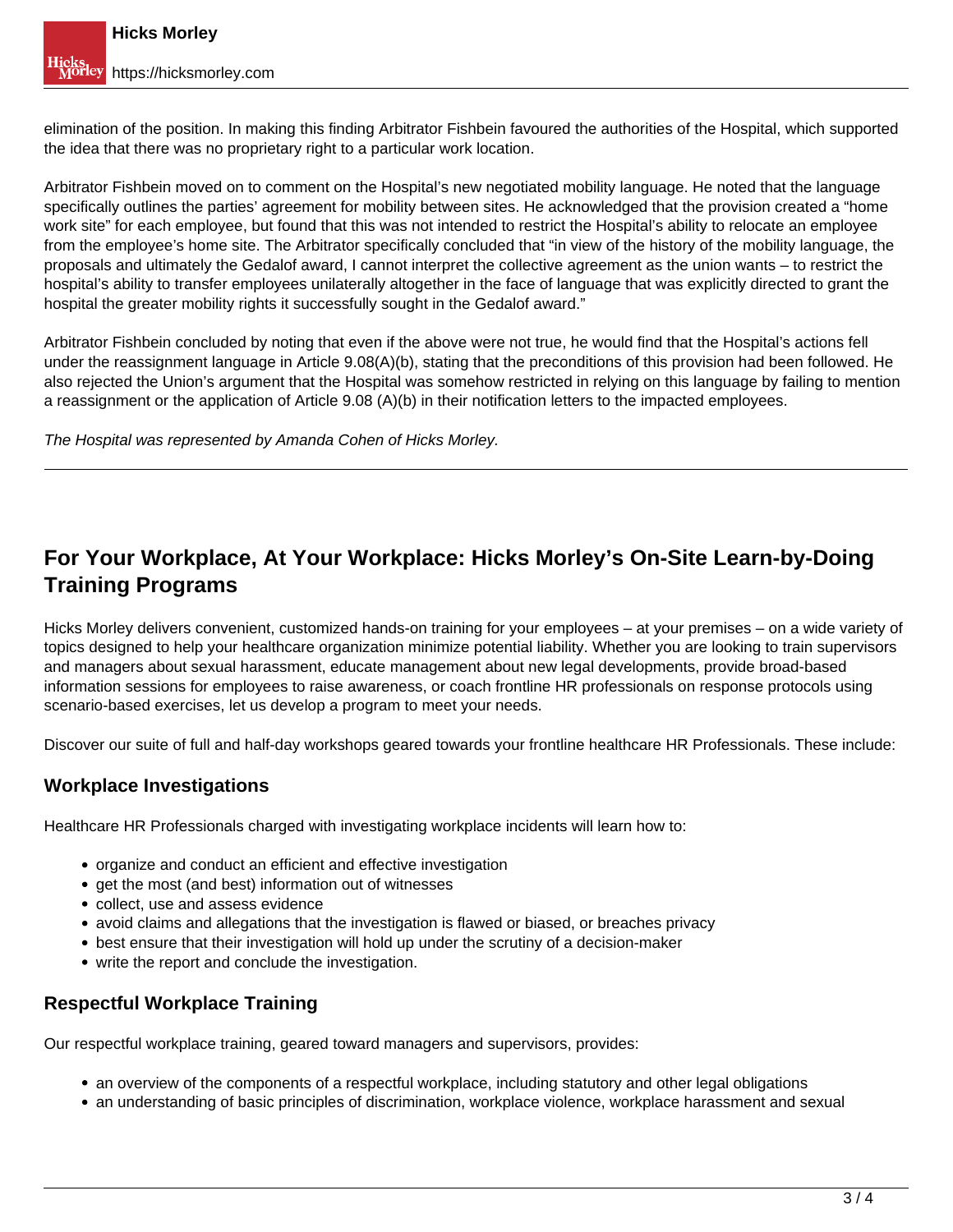elimination of the position. In making this finding Arbitrator Fishbein favoured the authorities of the Hospital, which supported the idea that there was no proprietary right to a particular work location.

Arbitrator Fishbein moved on to comment on the Hospital's new negotiated mobility language. He noted that the language specifically outlines the parties' agreement for mobility between sites. He acknowledged that the provision created a "home work site" for each employee, but found that this was not intended to restrict the Hospital's ability to relocate an employee from the employee's home site. The Arbitrator specifically concluded that "in view of the history of the mobility language, the proposals and ultimately the Gedalof award, I cannot interpret the collective agreement as the union wants – to restrict the hospital's ability to transfer employees unilaterally altogether in the face of language that was explicitly directed to grant the hospital the greater mobility rights it successfully sought in the Gedalof award."

Arbitrator Fishbein concluded by noting that even if the above were not true, he would find that the Hospital's actions fell under the reassignment language in Article 9.08(A)(b), stating that the preconditions of this provision had been followed. He also rejected the Union's argument that the Hospital was somehow restricted in relying on this language by failing to mention a reassignment or the application of Article 9.08 (A)(b) in their notification letters to the impacted employees.

*The Hospital was represented by Amanda Cohen of Hicks Morley.*

---

## For Your Workplace, At Your Workplace: Hicks Morley's On-Site Learn-by-Doing Training Programs

Hicks Morley delivers convenient, customized hands-on training for your employees – at your premises – on a wide variety of topics designed to help your healthcare organization minimize potential liability. Whether you are looking to train supervisors and managers about sexual harassment, educate management about new legal developments, provide broad-based information sessions for employees to raise awareness, or coach frontline HR professionals on response protocols using scenario-based exercises, let us develop a program to meet your needs.

Discover our suite of full and half-day workshops geared towards your frontline healthcare HR Professionals. These include:

### Workplace Investigations

Healthcare HR Professionals charged with investigating workplace incidents will learn how to:

- organize and conduct an efficient and effective investigation
- get the most (and best) information out of witnesses
- collect, use and assess evidence
- avoid claims and allegations that the investigation is flawed or biased, or breaches privacy
- best ensure that their investigation will hold up under the scrutiny of a decision-maker
- write the report and conclude the investigation.

### Respectful Workplace Training

Our respectful workplace training, geared toward managers and supervisors, provides:

- an overview of the components of a respectful workplace, including statutory and other legal obligations
- an understanding of basic principles of discrimination, workplace violence, workplace harassment and sexual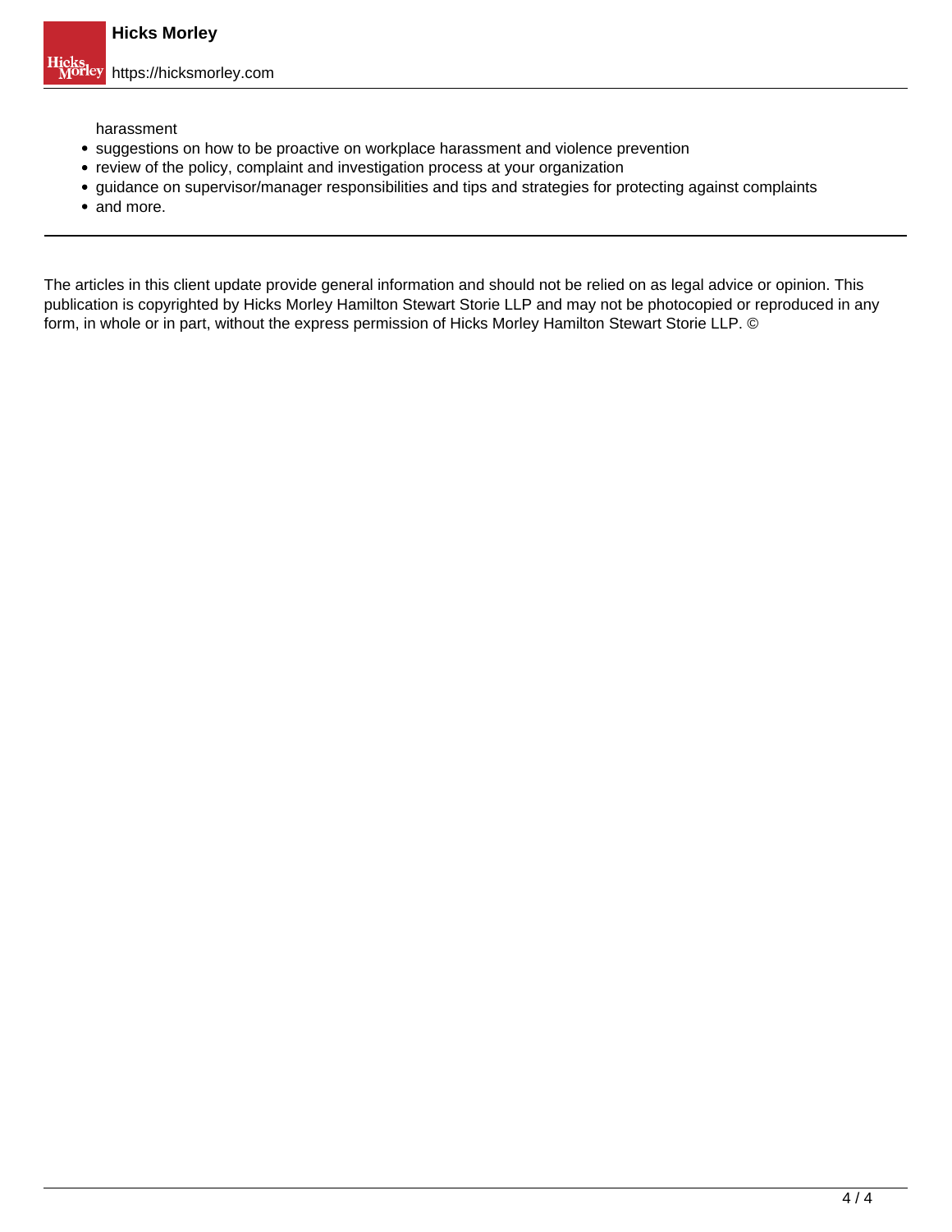harassment

- suggestions on how to be proactive on workplace harassment and violence prevention
- review of the policy, complaint and investigation process at your organization
- guidance on supervisor/manager responsibilities and tips and strategies for protecting against complaints
- and more.

---

The articles in this client update provide general information and should not be relied on as legal advice or opinion. This publication is copyrighted by Hicks Morley Hamilton Stewart Storie LLP and may not be photocopied or reproduced in any form, in whole or in part, without the express permission of Hicks Morley Hamilton Stewart Storie LLP. ©